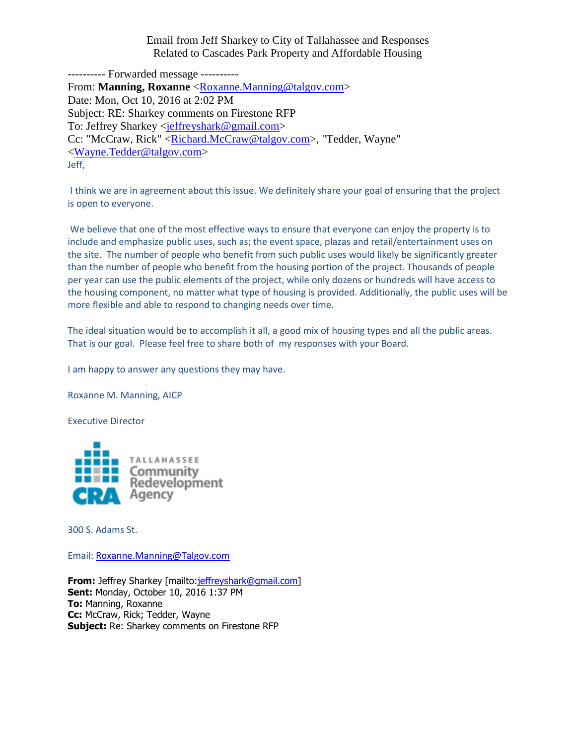Email from Jeff Sharkey to City of Tallahassee and Responses
Related to Cascades Park Property and Affordable Housing

---------- Forwarded message ----------
From: **Manning, Roxanne** <Roxanne.Manning@talgov.com>
Date: Mon, Oct 10, 2016 at 2:02 PM
Subject: RE: Sharkey comments on Firestone RFP
To: Jeffrey Sharkey <jeffreyshark@gmail.com>
Cc: "McCraw, Rick" <Richard.McCraw@talgov.com>, "Tedder, Wayne" <Wayne.Tedder@talgov.com>

Jeff,

I think we are in agreement about this issue. We definitely share your goal of ensuring that the project is open to everyone.

We believe that one of the most effective ways to ensure that everyone can enjoy the property is to include and emphasize public uses, such as; the event space, plazas and retail/entertainment uses on the site. The number of people who benefit from such public uses would likely be significantly greater than the number of people who benefit from the housing portion of the project. Thousands of people per year can use the public elements of the project, while only dozens or hundreds will have access to the housing component, no matter what type of housing is provided. Additionally, the public uses will be more flexible and able to respond to changing needs over time.

The ideal situation would be to accomplish it all, a good mix of housing types and all the public areas. That is our goal. Please feel free to share both of my responses with your Board.

I am happy to answer any questions they may have.

Roxanne M. Manning, AICP

Executive Director

TALLAHASSEE Community Redevelopment Agency
CRA

300 S. Adams St.

Email: Roxanne.Manning@Talgov.com

**From:** Jeffrey Sharkey [mailto:jeffreyshark@gmail.com]
**Sent:** Monday, October 10, 2016 1:37 PM
**To:** Manning, Roxanne
**Cc:** McCraw, Rick; Tedder, Wayne
**Subject:** Re: Sharkey comments on Firestone RFP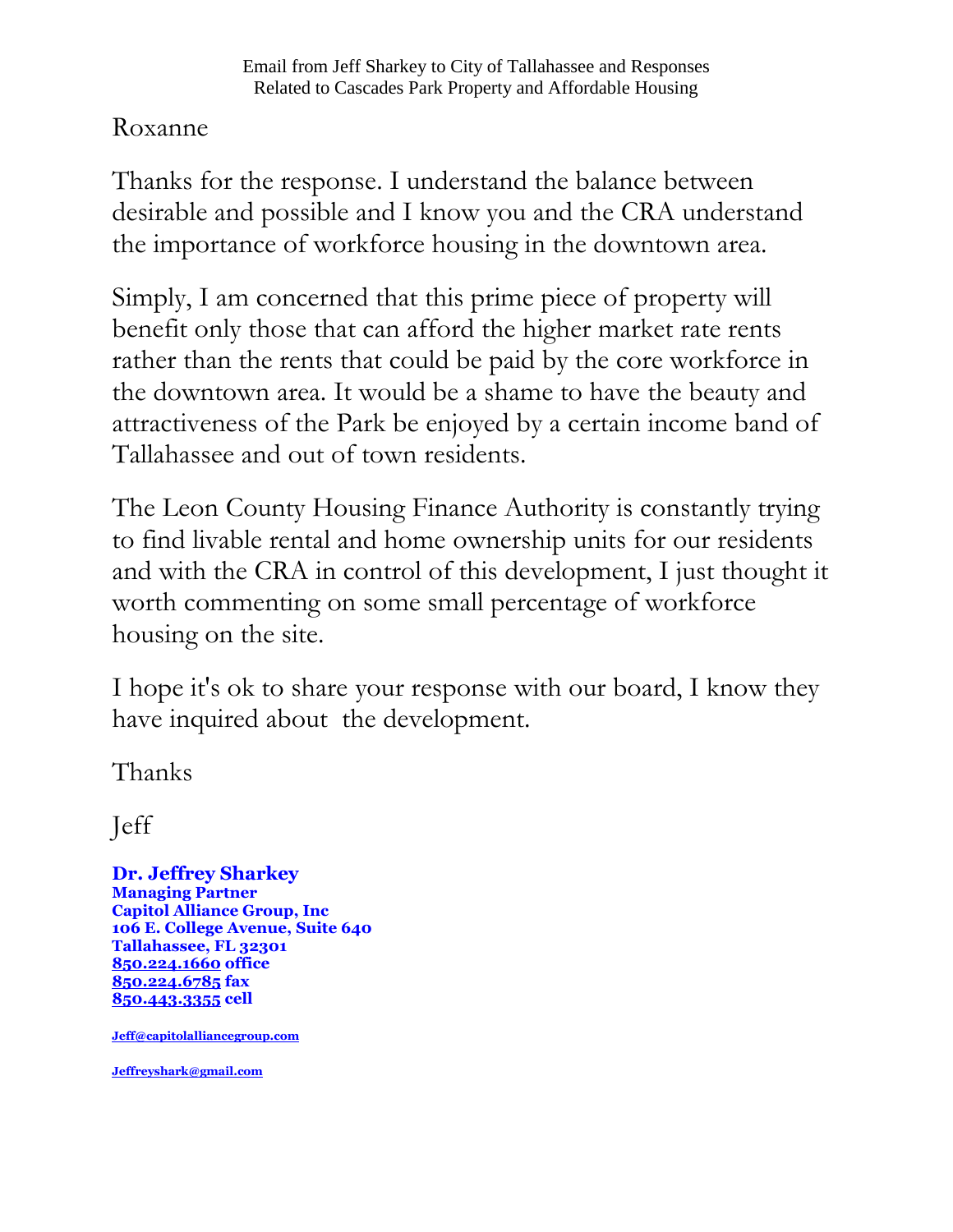Email from Jeff Sharkey to City of Tallahassee and Responses
Related to Cascades Park Property and Affordable Housing

Roxanne

Thanks for the response. I understand the balance between desirable and possible and I know you and the CRA understand the importance of workforce housing in the downtown area.

Simply, I am concerned that this prime piece of property will benefit only those that can afford the higher market rate rents rather than the rents that could be paid by the core workforce in the downtown area. It would be a shame to have the beauty and attractiveness of the Park be enjoyed by a certain income band of Tallahassee and out of town residents.

The Leon County Housing Finance Authority is constantly trying to find livable rental and home ownership units for our residents and with the CRA in control of this development, I just thought it worth commenting on some small percentage of workforce housing on the site.

I hope it's ok to share your response with our board, I know they have inquired about the development.

Thanks

Jeff

**Dr. Jeffrey Sharkey**
**Managing Partner**
**Capitol Alliance Group, Inc**
**106 E. College Avenue, Suite 640**
**Tallahassee, FL 32301**
**850.224.1660 office**
**850.224.6785 fax**
**850.443.3355 cell**

**Jeff@capitolalliancegroup.com**

**Jeffreyshark@gmail.com**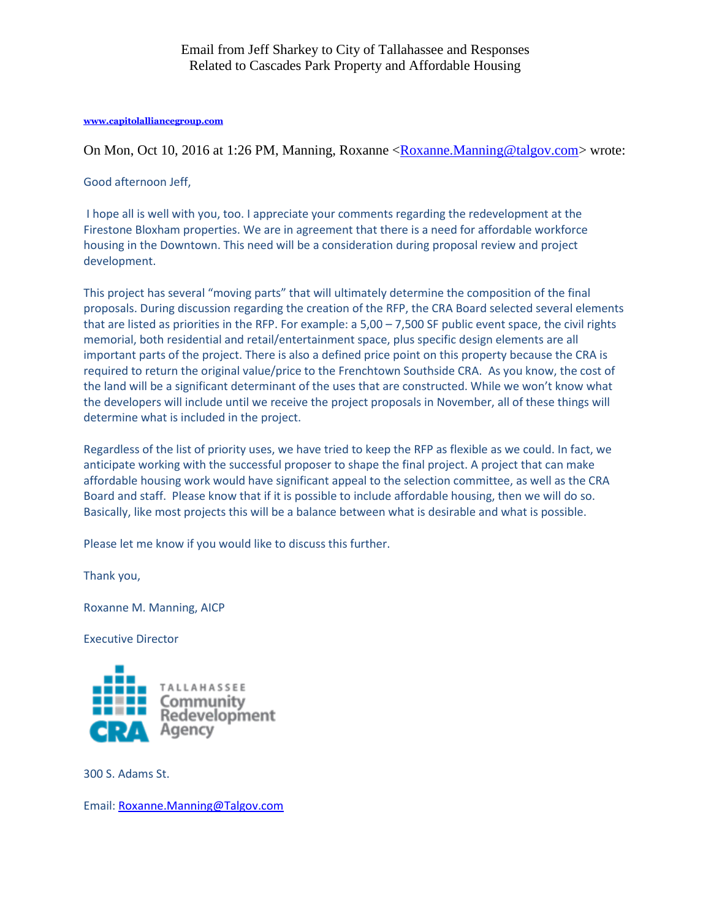Email from Jeff Sharkey to City of Tallahassee and Responses
Related to Cascades Park Property and Affordable Housing

**www.capitolalliancegroup.com**

On Mon, Oct 10, 2016 at 1:26 PM, Manning, Roxanne <Roxanne.Manning@talgov.com> wrote:

Good afternoon Jeff,

I hope all is well with you, too. I appreciate your comments regarding the redevelopment at the Firestone Bloxham properties. We are in agreement that there is a need for affordable workforce housing in the Downtown. This need will be a consideration during proposal review and project development.

This project has several "moving parts" that will ultimately determine the composition of the final proposals. During discussion regarding the creation of the RFP, the CRA Board selected several elements that are listed as priorities in the RFP. For example: a 5,00 – 7,500 SF public event space, the civil rights memorial, both residential and retail/entertainment space, plus specific design elements are all important parts of the project. There is also a defined price point on this property because the CRA is required to return the original value/price to the Frenchtown Southside CRA. As you know, the cost of the land will be a significant determinant of the uses that are constructed. While we won't know what the developers will include until we receive the project proposals in November, all of these things will determine what is included in the project.

Regardless of the list of priority uses, we have tried to keep the RFP as flexible as we could. In fact, we anticipate working with the successful proposer to shape the final project. A project that can make affordable housing work would have significant appeal to the selection committee, as well as the CRA Board and staff. Please know that if it is possible to include affordable housing, then we will do so. Basically, like most projects this will be a balance between what is desirable and what is possible.

Please let me know if you would like to discuss this further.

Thank you,

Roxanne M. Manning, AICP

Executive Director

CRA Tallahassee Community Redevelopment Agency

300 S. Adams St.

Email: Roxanne.Manning@Talgov.com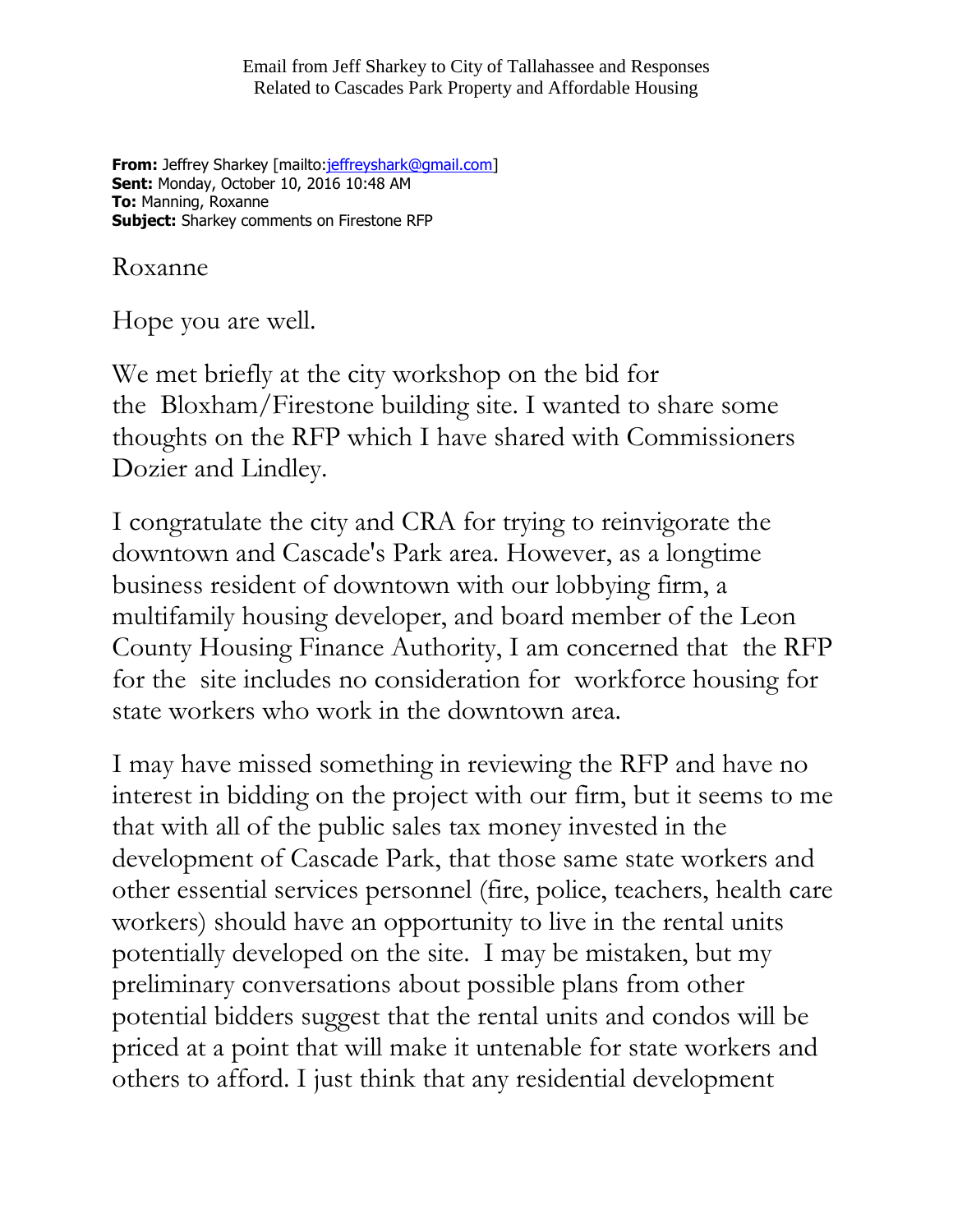Email from Jeff Sharkey to City of Tallahassee and Responses
Related to Cascades Park Property and Affordable Housing

**From:** Jeffrey Sharkey [mailto:jeffreyshark@gmail.com]
**Sent:** Monday, October 10, 2016 10:48 AM
**To:** Manning, Roxanne
**Subject:** Sharkey comments on Firestone RFP

Roxanne

Hope you are well.

We met briefly at the city workshop on the bid for the Bloxham/Firestone building site. I wanted to share some thoughts on the RFP which I have shared with Commissioners Dozier and Lindley.

I congratulate the city and CRA for trying to reinvigorate the downtown and Cascade's Park area. However, as a longtime business resident of downtown with our lobbying firm, a multifamily housing developer, and board member of the Leon County Housing Finance Authority, I am concerned that the RFP for the site includes no consideration for workforce housing for state workers who work in the downtown area.

I may have missed something in reviewing the RFP and have no interest in bidding on the project with our firm, but it seems to me that with all of the public sales tax money invested in the development of Cascade Park, that those same state workers and other essential services personnel (fire, police, teachers, health care workers) should have an opportunity to live in the rental units potentially developed on the site. I may be mistaken, but my preliminary conversations about possible plans from other potential bidders suggest that the rental units and condos will be priced at a point that will make it untenable for state workers and others to afford. I just think that any residential development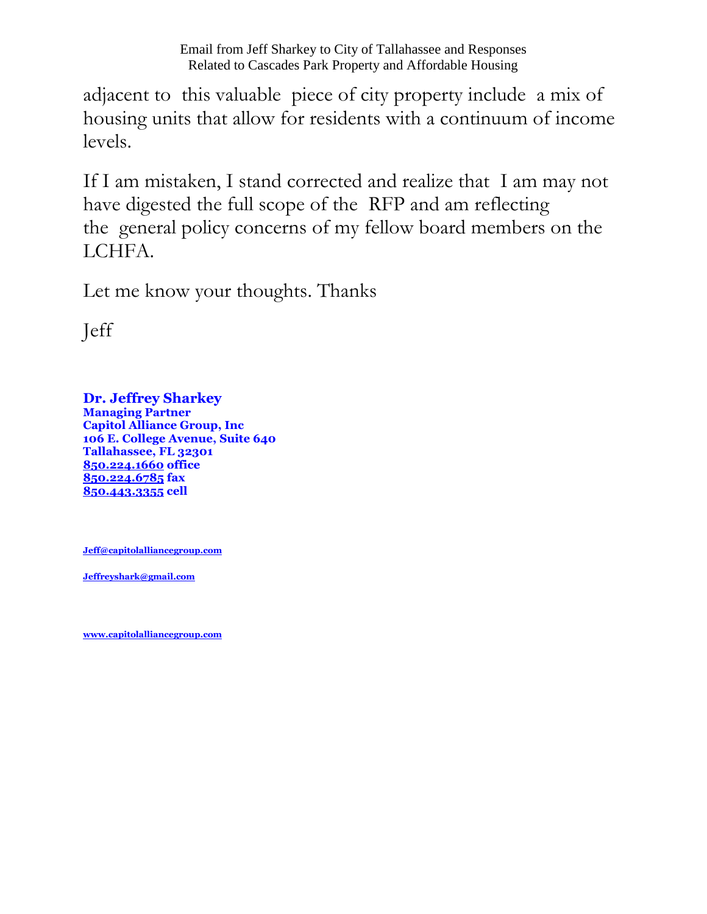adjacent to this valuable piece of city property include a mix of housing units that allow for residents with a continuum of income levels.

If I am mistaken, I stand corrected and realize that I am may not have digested the full scope of the RFP and am reflecting the general policy concerns of my fellow board members on the LCHFA.

Let me know your thoughts. Thanks

Jeff

**Dr. Jeffrey Sharkey**
**Managing Partner**
**Capitol Alliance Group, Inc**
**106 E. College Avenue, Suite 640**
**Tallahassee, FL 32301**
**850.224.1660 office**
**850.224.6785 fax**
**850.443.3355 cell**

**Jeff@capitolalliancegroup.com**

**Jeffreyshark@gmail.com**

**www.capitolalliancegroup.com**